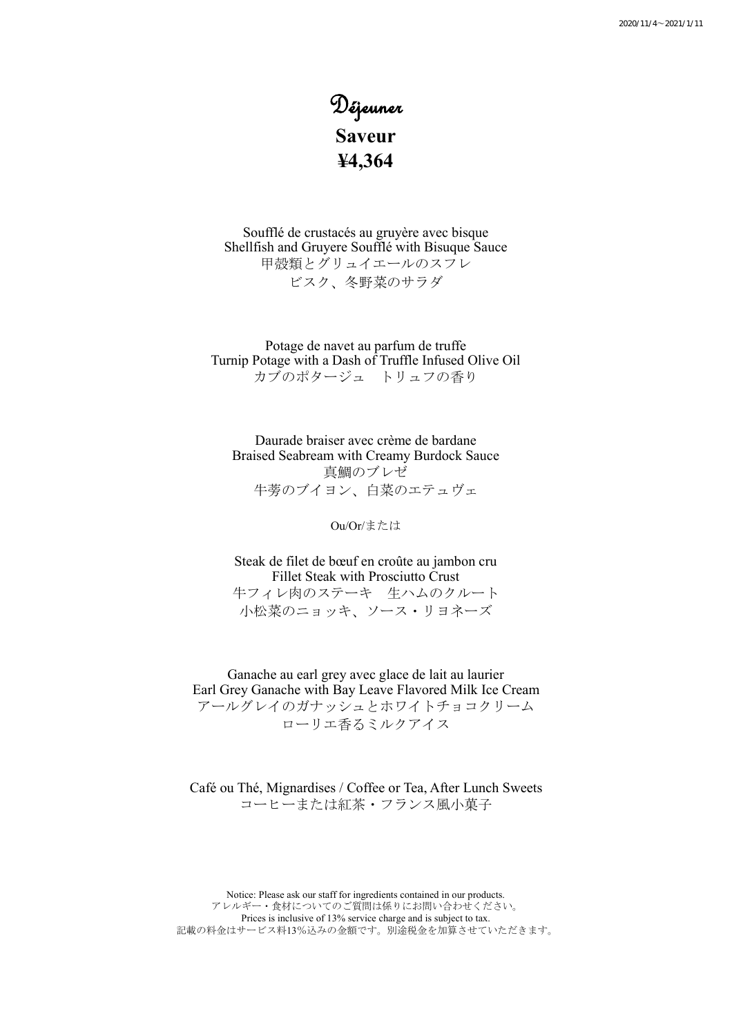2020/11/4～2021/1/11

# Déjeuner

## Saveur

## ¥4,364

Soufflé de crustacés au gruyère avec bisque
Shellfish and Gruyere Soufflé with Bisuque Sauce
甲殻類とグリュイエールのスフレ
ビスク、冬野菜のサラダ

Potage de navet au parfum de truffe
Turnip Potage with a Dash of Truffle Infused Olive Oil
カブのポタージュ　トリュフの香り

Daurade braiser avec crème de bardane
Braised Seabream with Creamy Burdock Sauce
真鯛のブレゼ
牛蒡のブイヨン、白菜のエテュヴェ

Ou/Or/または

Steak de filet de bœuf en croûte au jambon cru
Fillet Steak with Prosciutto Crust
牛フィレ肉のステーキ　生ハムのクルート
小松菜のニョッキ、ソース・リヨネーズ

Ganache au earl grey avec glace de lait au laurier
Earl Grey Ganache with Bay Leave Flavored Milk Ice Cream
アールグレイのガナッシュとホワイトチョコクリーム
ローリエ香るミルクアイス

Café ou Thé, Mignardises / Coffee or Tea, After Lunch Sweets
コーヒーまたは紅茶・フランス風小菓子

Notice: Please ask our staff for ingredients contained in our products.
アレルギー・食材についてのご質問は係りにお問い合わせください。
Prices is inclusive of 13% service charge and is subject to tax.
記載の料金はサービス料13%込みの金額です。別途税金を加算させていただきます。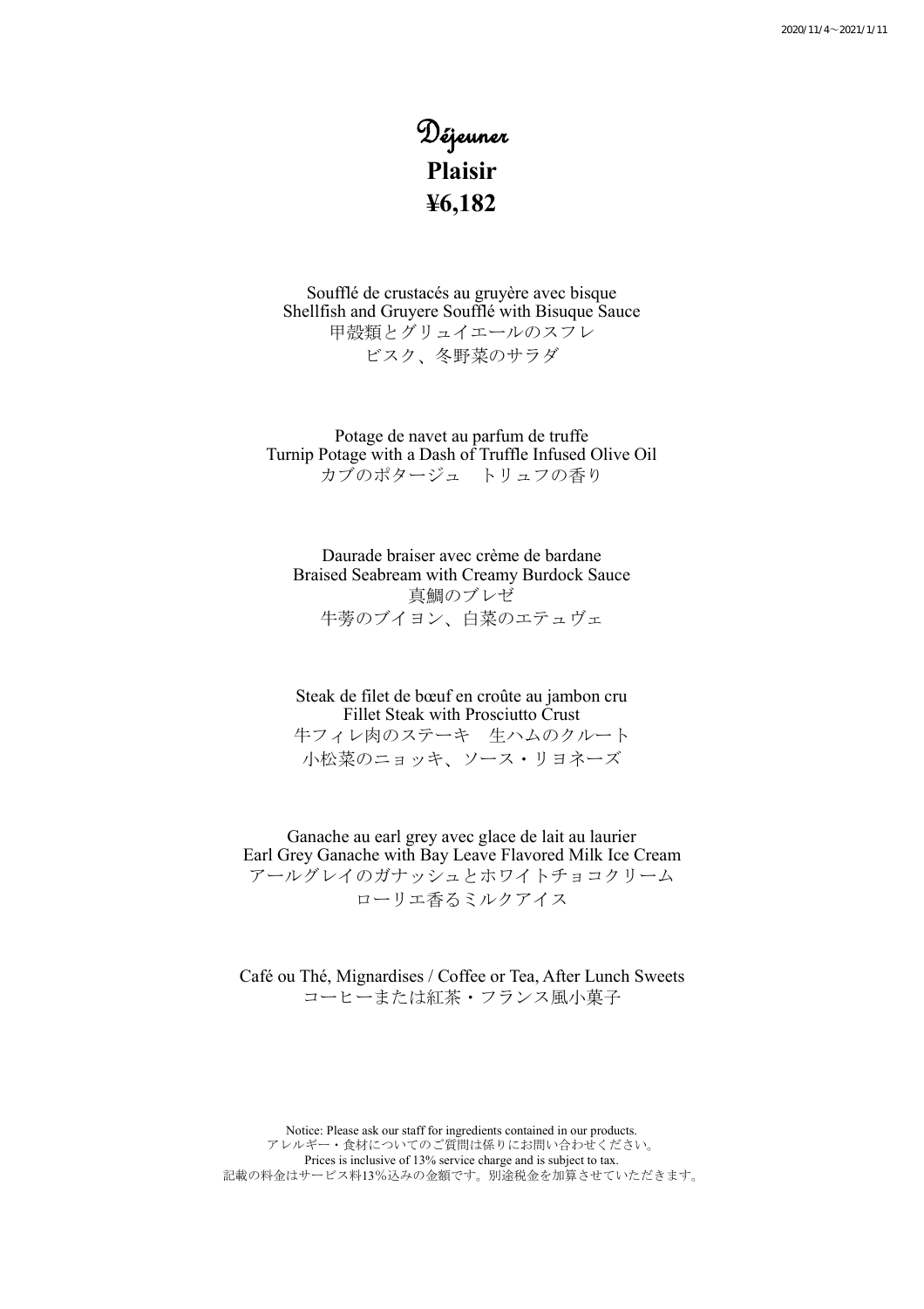2020/11/4～2021/1/11

# Déjeuner

## Plaisir

## ¥6,182

Soufflé de crustacés au gruyère avec bisque
Shellfish and Gruyere Soufflé with Bisuque Sauce
甲殻類とグリュイエールのスフレ
ビスク、冬野菜のサラダ

Potage de navet au parfum de truffe
Turnip Potage with a Dash of Truffle Infused Olive Oil
カブのポタージュ　トリュフの香り

Daurade braiser avec crème de bardane
Braised Seabream with Creamy Burdock Sauce
真鯛のブレゼ
牛蒡のブイヨン、白菜のエテュヴェ

Steak de filet de bœuf en croûte au jambon cru
Fillet Steak with Prosciutto Crust
牛フィレ肉のステーキ　生ハムのクルート
小松菜のニョッキ、ソース・リヨネーズ

Ganache au earl grey avec glace de lait au laurier
Earl Grey Ganache with Bay Leave Flavored Milk Ice Cream
アールグレイのガナッシュとホワイトチョコクリーム
ローリエ香るミルクアイス

Café ou Thé, Mignardises / Coffee or Tea, After Lunch Sweets
コーヒーまたは紅茶・フランス風小菓子

Notice: Please ask our staff for ingredients contained in our products.
アレルギー・食材についてのご質問は係りにお問い合わせください。
Prices is inclusive of 13% service charge and is subject to tax.
記載の料金はサービス料13%込みの金額です。別途税金を加算させていただきます。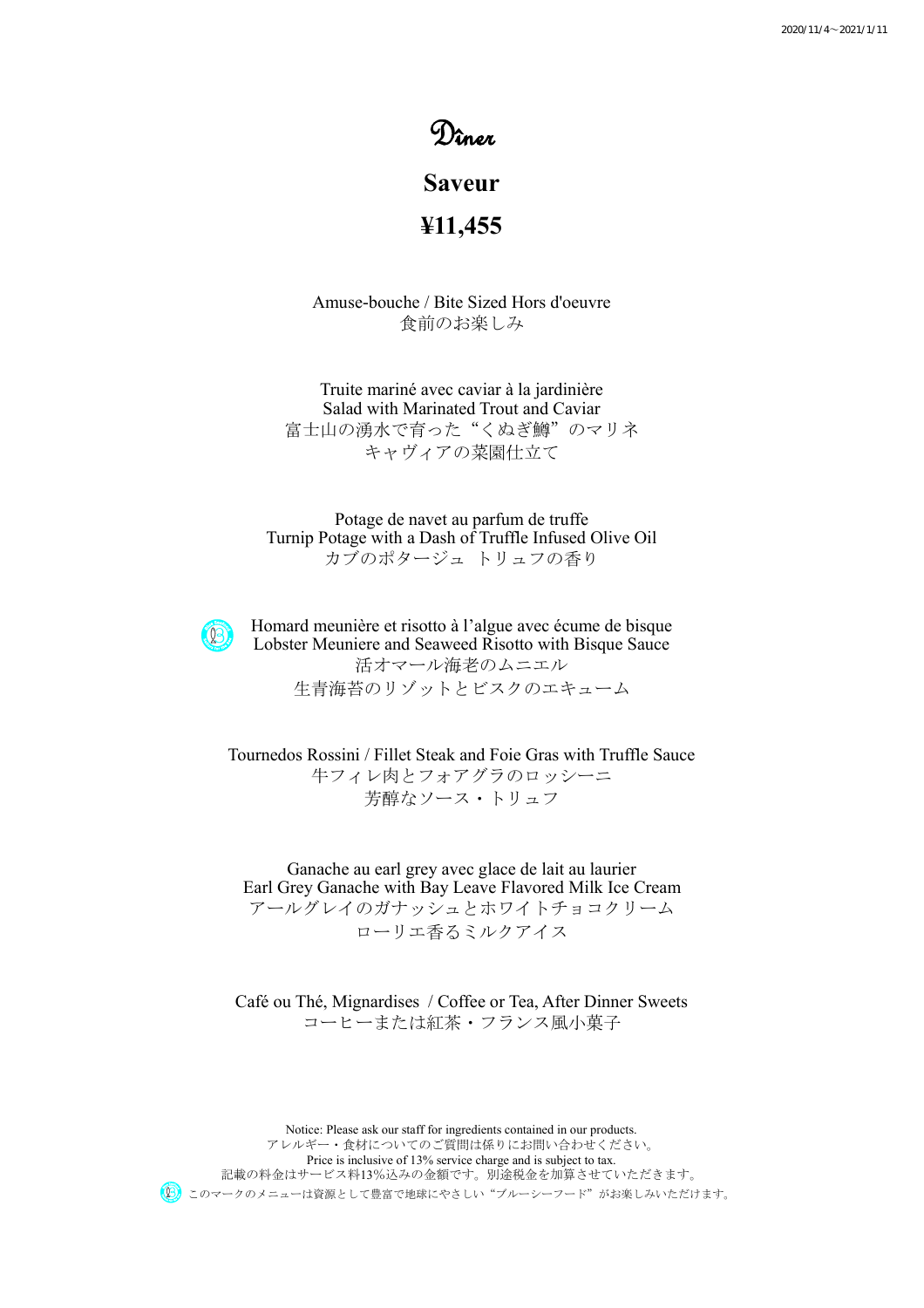2020/11/4～2021/1/11

# Dîner

## Saveur

## ¥11,455

Amuse-bouche / Bite Sized Hors d'oeuvre
食前のお楽しみ

Truite mariné avec caviar à la jardinière
Salad with Marinated Trout and Caviar
富士山の湧水で育った"くぬぎ鱒"のマリネ
キャヴィアの菜園仕立て

Potage de navet au parfum de truffe
Turnip Potage with a Dash of Truffle Infused Olive Oil
カブのポタージュ　トリュフの香り

Homard meunière et risotto à l'algue avec écume de bisque
Lobster Meuniere and Seaweed Risotto with Bisque Sauce
活オマール海老のムニエル
生青海苔のリゾットとビスクのエキューム

Tournedos Rossini / Fillet Steak and Foie Gras with Truffle Sauce
牛フィレ肉とフォアグラのロッシーニ
芳醇なソース・トリュフ

Ganache au earl grey avec glace de lait au laurier
Earl Grey Ganache with Bay Leave Flavored Milk Ice Cream
アールグレイのガナッシュとホワイトチョコクリーム
ローリエ香るミルクアイス

Café ou Thé, Mignardises / Coffee or Tea, After Dinner Sweets
コーヒーまたは紅茶・フランス風小菓子

Notice: Please ask our staff for ingredients contained in our products.
アレルギー・食材についてのご質問は係りにお問い合わせください。
Price is inclusive of 13% service charge and is subject to tax.
記載の料金はサービス料13%込みの金額です。別途税金を加算させていただきます。
このマークのメニューは資源として豊富で地球にやさしい"ブルーシーフード"がお楽しみいただけます。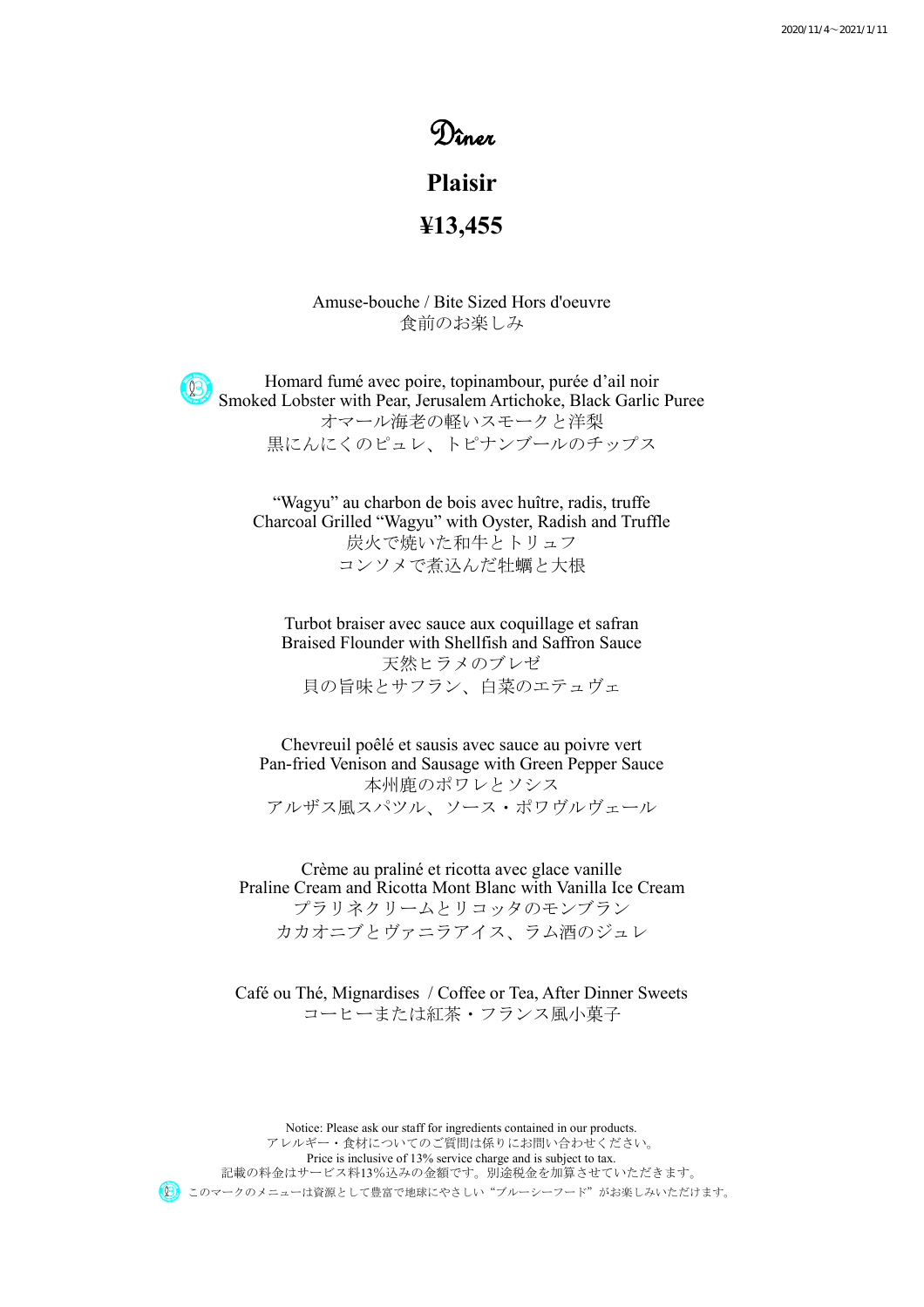2020/11/4～2021/1/11

# Dîner

## Plaisir

## ¥13,455

Amuse-bouche / Bite Sized Hors d'oeuvre
食前のお楽しみ

Homard fumé avec poire, topinambour, purée d'ail noir
Smoked Lobster with Pear, Jerusalem Artichoke, Black Garlic Puree
オマール海老の軽いスモークと洋梨
黒にんにくのピュレ、トピナンブールのチップス

"Wagyu" au charbon de bois avec huître, radis, truffe
Charcoal Grilled "Wagyu" with Oyster, Radish and Truffle
炭火で焼いた和牛とトリュフ
コンソメで煮込んだ牡蠣と大根

Turbot braiser avec sauce aux coquillage et safran
Braised Flounder with Shellfish and Saffron Sauce
天然ヒラメのブレゼ
貝の旨味とサフラン、白菜のエテュヴェ

Chevreuil poêlé et sausis avec sauce au poivre vert
Pan-fried Venison and Sausage with Green Pepper Sauce
本州鹿のポワレとソシス
アルザス風スパツル、ソース・ポワヴルヴェール

Crème au praliné et ricotta avec glace vanille
Praline Cream and Ricotta Mont Blanc with Vanilla Ice Cream
プラリネクリームとリコッタのモンブラン
カカオニブとヴァニラアイス、ラム酒のジュレ

Café ou Thé, Mignardises / Coffee or Tea, After Dinner Sweets
コーヒーまたは紅茶・フランス風小菓子

Notice: Please ask our staff for ingredients contained in our products.
アレルギー・食材についてのご質問は係りにお問い合わせください。
Price is inclusive of 13% service charge and is subject to tax.
記載の料金はサービス料13%込みの金額です。別途税金を加算させていただきます。
このマークのメニューは資源として豊富で地球にやさしい"ブルーシーフード"がお楽しみいただけます。